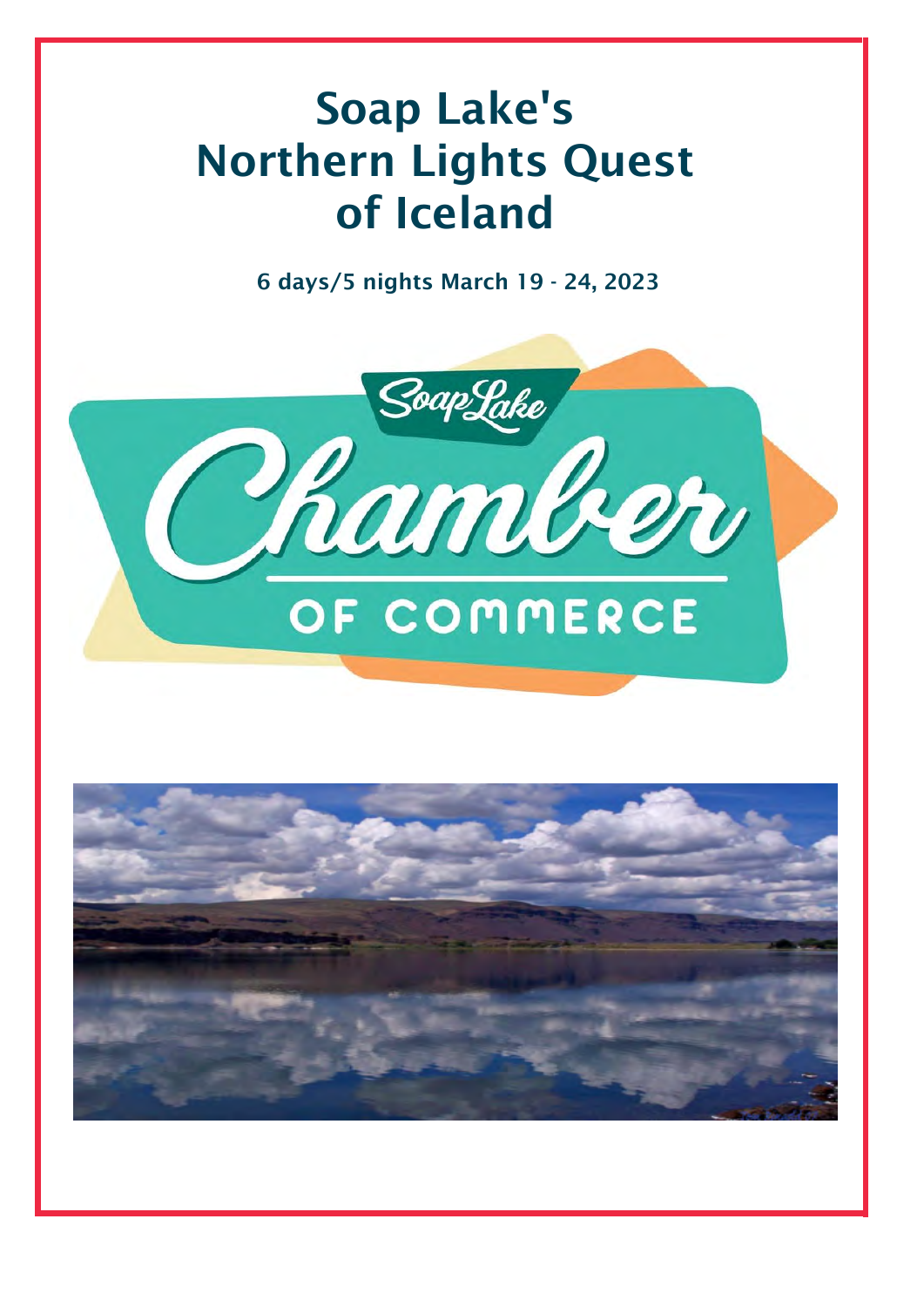# Soap Lake's Northern Lights Quest of Iceland

**6 days/5 nights March 19 - 24, 2023**

Soap Lake Chamber of Commerce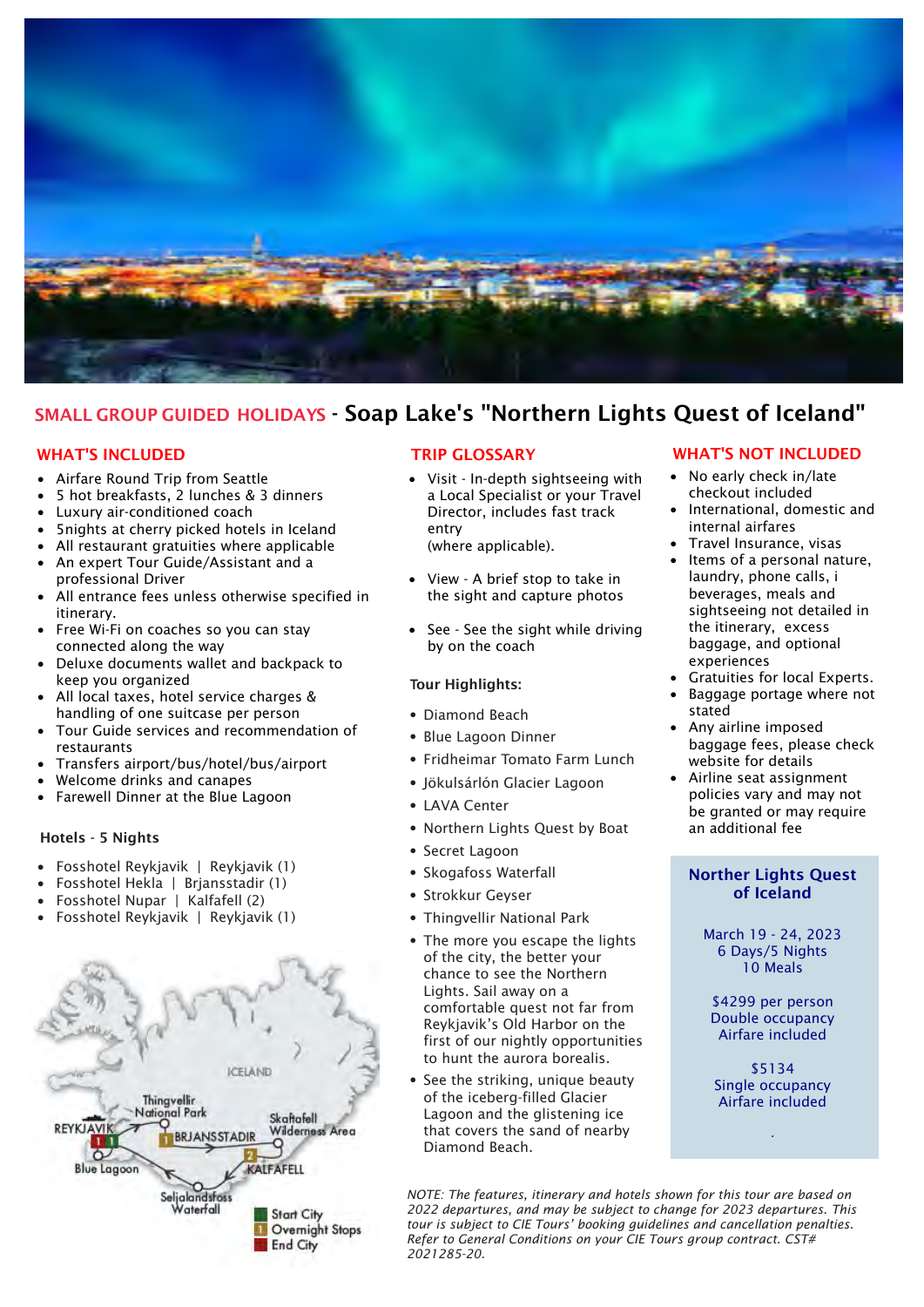## SMALL GROUP GUIDED HOLIDAYS - Soap Lake's "Northern Lights Quest of Iceland"

### WHAT'S INCLUDED

- Airfare Round Trip from Seattle
- 5 hot breakfasts, 2 lunches & 3 dinners
- Luxury air-conditioned coach
- 5nights at cherry picked hotels in Iceland
- All restaurant gratuities where applicable
- An expert Tour Guide/Assistant and a professional Driver
- All entrance fees unless otherwise specified in itinerary.
- Free Wi-Fi on coaches so you can stay connected along the way
- Deluxe documents wallet and backpack to keep you organized
- All local taxes, hotel service charges & handling of one suitcase per person
- Tour Guide services and recommendation of restaurants
- Transfers airport/bus/hotel/bus/airport
- Welcome drinks and canapes
- Farewell Dinner at the Blue Lagoon

**Hotels - 5 Nights**

- Fosshotel Reykjavik | Reykjavik (1)
- Fosshotel Hekla | Brjansstadir (1)
- Fosshotel Nupar | Kalfafell (2)
- Fosshotel Reykjavik | Reykjavik (1)

### TRIP GLOSSARY

- Visit - In-depth sightseeing with a Local Specialist or your Travel Director, includes fast track entry (where applicable).
- View - A brief stop to take in the sight and capture photos
- See - See the sight while driving by on the coach

**Tour Highlights:**

- Diamond Beach
- Blue Lagoon Dinner
- Fridheimar Tomato Farm Lunch
- Jökulsárlón Glacier Lagoon
- LAVA Center
- Northern Lights Quest by Boat
- Secret Lagoon
- Skogafoss Waterfall
- Strokkur Geyser
- Thingvellir National Park
- The more you escape the lights of the city, the better your chance to see the Northern Lights. Sail away on a comfortable quest not far from Reykjavik's Old Harbor on the first of our nightly opportunities to hunt the aurora borealis.
- See the striking, unique beauty of the iceberg-filled Glacier Lagoon and the glistening ice that covers the sand of nearby Diamond Beach.

### WHAT'S NOT INCLUDED

- No early check in/late checkout included
- International, domestic and internal airfares
- Travel Insurance, visas
- Items of a personal nature, laundry, phone calls, i beverages, meals and sightseeing not detailed in the itinerary, excess baggage, and optional experiences
- Gratuities for local Experts.
- Baggage portage where not stated
- Any airline imposed baggage fees, please check website for details
- Airline seat assignment policies vary and may not be granted or may require an additional fee

**Norther Lights Quest of Iceland**

March 19 - 24, 2023
6 Days/5 Nights
10 Meals

$4299 per person
Double occupancy
Airfare included

$5134
Single occupancy
Airfare included

ICELAND — Thingvellir National Park, REYKJAVIK, BRJANSSTADIR, Skaftafell Wilderness Area, Blue Lagoon, KALFAFELL, Seljalandsfoss Waterfall

Start City · Overnight Stops · End City

*NOTE: The features, itinerary and hotels shown for this tour are based on 2022 departures, and may be subject to change for 2023 departures. This tour is subject to CIE Tours' booking guidelines and cancellation penalties. Refer to General Conditions on your CIE Tours group contract. CST# 2021285-20.*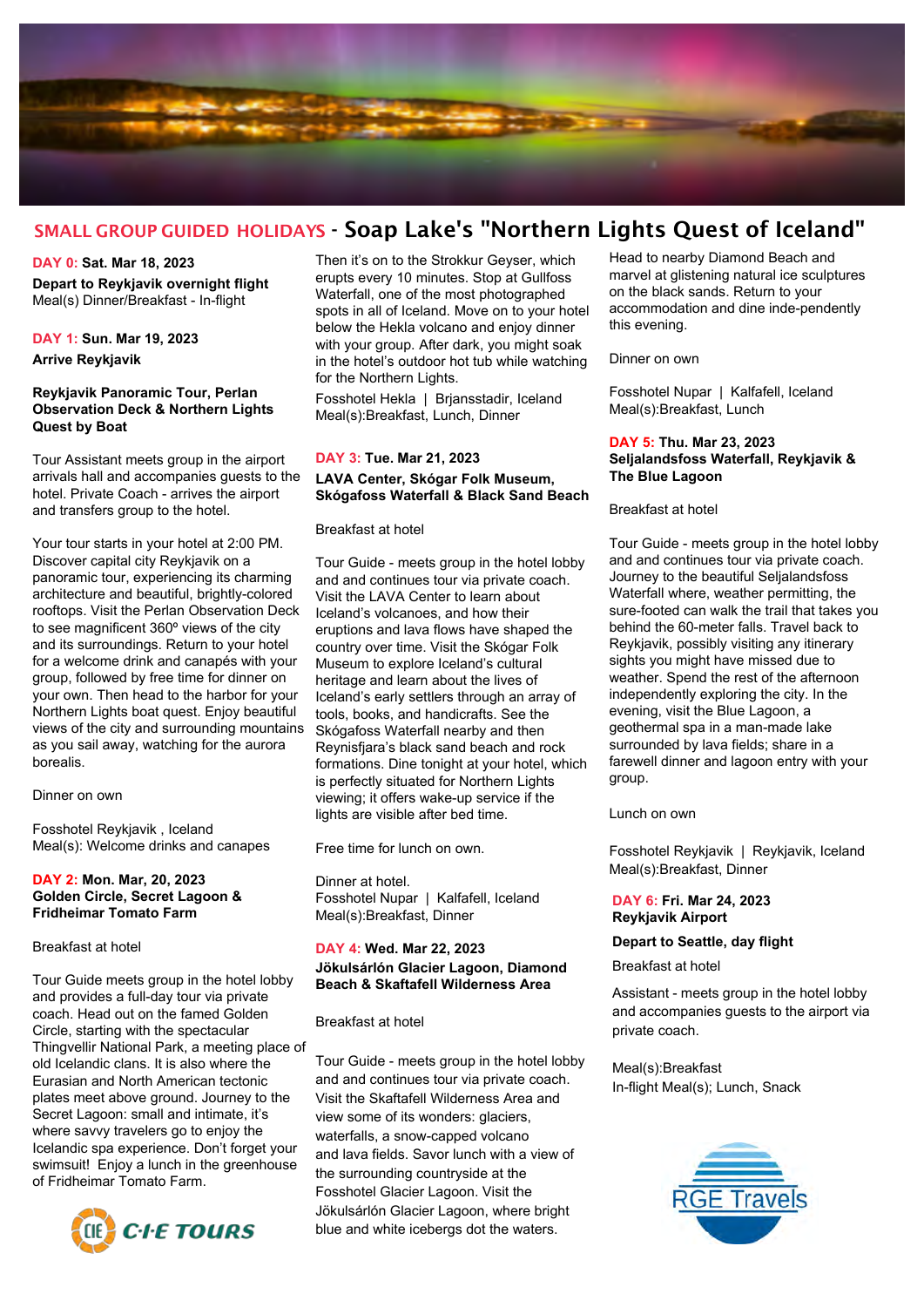## SMALL GROUP GUIDED HOLIDAYS - Soap Lake's "Northern Lights Quest of Iceland"

**DAY 0: Sat. Mar 18, 2023**

**Depart to Reykjavik overnight flight**
Meal(s) Dinner/Breakfast - In-flight

**DAY 1: Sun. Mar 19, 2023**

**Arrive Reykjavik**

**Reykjavik Panoramic Tour, Perlan Observation Deck & Northern Lights Quest by Boat**

Tour Assistant meets group in the airport arrivals hall and accompanies guests to the hotel. Private Coach - arrives the airport and transfers group to the hotel.

Your tour starts in your hotel at 2:00 PM. Discover capital city Reykjavik on a panoramic tour, experiencing its charming architecture and beautiful, brightly-colored rooftops. Visit the Perlan Observation Deck to see magnificent 360º views of the city and its surroundings. Return to your hotel for a welcome drink and canapés with your group, followed by free time for dinner on your own. Then head to the harbor for your Northern Lights boat quest. Enjoy beautiful views of the city and surrounding mountains as you sail away, watching for the aurora borealis.

Dinner on own

Fosshotel Reykjavik , Iceland
Meal(s): Welcome drinks and canapes

**DAY 2: Mon. Mar, 20, 2023**

**Golden Circle, Secret Lagoon & Fridheimar Tomato Farm**

Breakfast at hotel

Tour Guide meets group in the hotel lobby and provides a full-day tour via private coach. Head out on the famed Golden Circle, starting with the spectacular Thingvellir National Park, a meeting place of old Icelandic clans. It is also where the Eurasian and North American tectonic plates meet above ground. Journey to the Secret Lagoon: small and intimate, it's where savvy travelers go to enjoy the Icelandic spa experience. Don't forget your swimsuit! Enjoy a lunch in the greenhouse of Fridheimar Tomato Farm.

Then it's on to the Strokkur Geyser, which erupts every 10 minutes. Stop at Gullfoss Waterfall, one of the most photographed spots in all of Iceland. Move on to your hotel below the Hekla volcano and enjoy dinner with your group. After dark, you might soak in the hotel's outdoor hot tub while watching for the Northern Lights.

Fosshotel Hekla | Brjansstadir, Iceland
Meal(s):Breakfast, Lunch, Dinner

**DAY 3: Tue. Mar 21, 2023**

**LAVA Center, Skógar Folk Museum, Skógafoss Waterfall & Black Sand Beach**

Breakfast at hotel

Tour Guide - meets group in the hotel lobby and and continues tour via private coach. Visit the LAVA Center to learn about Iceland's volcanoes, and how their eruptions and lava flows have shaped the country over time. Visit the Skógar Folk Museum to explore Iceland's cultural heritage and learn about the lives of Iceland's early settlers through an array of tools, books, and handicrafts. See the Skógafoss Waterfall nearby and then Reynisfjara's black sand beach and rock formations. Dine tonight at your hotel, which is perfectly situated for Northern Lights viewing; it offers wake-up service if the lights are visible after bed time.

Free time for lunch on own.

Dinner at hotel.
Fosshotel Nupar | Kalfafell, Iceland
Meal(s):Breakfast, Dinner

**DAY 4: Wed. Mar 22, 2023**

**Jökulsárlón Glacier Lagoon, Diamond Beach & Skaftafell Wilderness Area**

Breakfast at hotel

Tour Guide - meets group in the hotel lobby and and continues tour via private coach. Visit the Skaftafell Wilderness Area and view some of its wonders: glaciers, waterfalls, a snow-capped volcano and lava fields. Savor lunch with a view of the surrounding countryside at the Fosshotel Glacier Lagoon. Visit the Jökulsárlón Glacier Lagoon, where bright blue and white icebergs dot the waters.

Head to nearby Diamond Beach and marvel at glistening natural ice sculptures on the black sands. Return to your accommodation and dine inde-pendently this evening.

Dinner on own

Fosshotel Nupar | Kalfafell, Iceland
Meal(s):Breakfast, Lunch

**DAY 5: Thu. Mar 23, 2023**

**Seljalandsfoss Waterfall, Reykjavik & The Blue Lagoon**

Breakfast at hotel

Tour Guide - meets group in the hotel lobby and and continues tour via private coach. Journey to the beautiful Seljalandsfoss Waterfall where, weather permitting, the sure-footed can walk the trail that takes you behind the 60-meter falls. Travel back to Reykjavik, possibly visiting any itinerary sights you might have missed due to weather. Spend the rest of the afternoon independently exploring the city. In the evening, visit the Blue Lagoon, a geothermal spa in a man-made lake surrounded by lava fields; share in a farewell dinner and lagoon entry with your group.

Lunch on own

Fosshotel Reykjavik | Reykjavik, Iceland
Meal(s):Breakfast, Dinner

**DAY 6: Fri. Mar 24, 2023**

**Reykjavik Airport**

**Depart to Seattle, day flight**

Breakfast at hotel

Assistant - meets group in the hotel lobby and accompanies guests to the airport via private coach.

Meal(s):Breakfast
In-flight Meal(s); Lunch, Snack

CIE TOURS

RGE Travels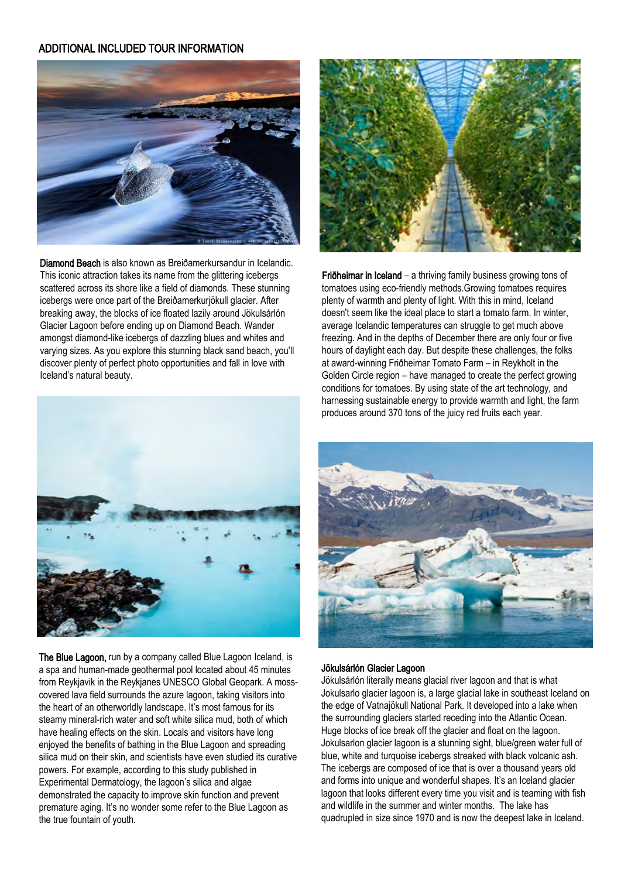## ADDITIONAL INCLUDED TOUR INFORMATION

**Diamond Beach** is also known as Breiðamerkursandur in Icelandic. This iconic attraction takes its name from the glittering icebergs scattered across its shore like a field of diamonds. These stunning icebergs were once part of the Breiðamerkurjökull glacier. After breaking away, the blocks of ice floated lazily around Jökulsárlón Glacier Lagoon before ending up on Diamond Beach. Wander amongst diamond-like icebergs of dazzling blues and whites and varying sizes. As you explore this stunning black sand beach, you'll discover plenty of perfect photo opportunities and fall in love with Iceland's natural beauty.

**Friðheimar in Iceland** – a thriving family business growing tons of tomatoes using eco-friendly methods.Growing tomatoes requires plenty of warmth and plenty of light. With this in mind, Iceland doesn't seem like the ideal place to start a tomato farm. In winter, average Icelandic temperatures can struggle to get much above freezing. And in the depths of December there are only four or five hours of daylight each day. But despite these challenges, the folks at award-winning Friðheimar Tomato Farm – in Reykholt in the Golden Circle region – have managed to create the perfect growing conditions for tomatoes. By using state of the art technology, and harnessing sustainable energy to provide warmth and light, the farm produces around 370 tons of the juicy red fruits each year.

**The Blue Lagoon,** run by a company called Blue Lagoon Iceland, is a spa and human-made geothermal pool located about 45 minutes from Reykjavik in the Reykjanes UNESCO Global Geopark. A moss-covered lava field surrounds the azure lagoon, taking visitors into the heart of an otherworldly landscape. It's most famous for its steamy mineral-rich water and soft white silica mud, both of which have healing effects on the skin. Locals and visitors have long enjoyed the benefits of bathing in the Blue Lagoon and spreading silica mud on their skin, and scientists have even studied its curative powers. For example, according to this study published in Experimental Dermatology, the lagoon's silica and algae demonstrated the capacity to improve skin function and prevent premature aging. It's no wonder some refer to the Blue Lagoon as the true fountain of youth.

**Jökulsárlón Glacier Lagoon**

Jökulsárlón literally means glacial river lagoon and that is what Jokulsarlo glacier lagoon is, a large glacial lake in southeast Iceland on the edge of Vatnajökull National Park. It developed into a lake when the surrounding glaciers started receding into the Atlantic Ocean. Huge blocks of ice break off the glacier and float on the lagoon. Jokulsarlon glacier lagoon is a stunning sight, blue/green water full of blue, white and turquoise icebergs streaked with black volcanic ash. The icebergs are composed of ice that is over a thousand years old and forms into unique and wonderful shapes. It's an Iceland glacier lagoon that looks different every time you visit and is teaming with fish and wildlife in the summer and winter months. The lake has quadrupled in size since 1970 and is now the deepest lake in Iceland.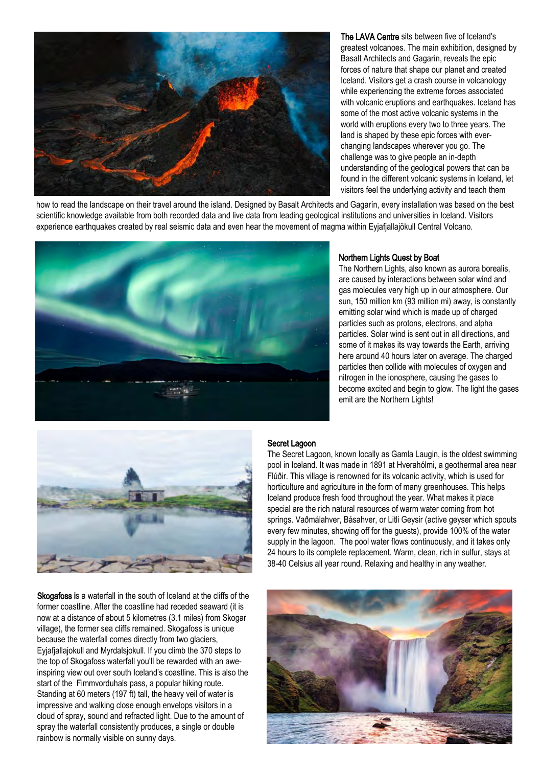**The LAVA Centre** sits between five of Iceland's greatest volcanoes. The main exhibition, designed by Basalt Architects and Gagarín, reveals the epic forces of nature that shape our planet and created Iceland. Visitors get a crash course in volcanology while experiencing the extreme forces associated with volcanic eruptions and earthquakes. Iceland has some of the most active volcanic systems in the world with eruptions every two to three years. The land is shaped by these epic forces with ever-changing landscapes wherever you go. The challenge was to give people an in-depth understanding of the geological powers that can be found in the different volcanic systems in Iceland, let visitors feel the underlying activity and teach them how to read the landscape on their travel around the island. Designed by Basalt Architects and Gagarín, every installation was based on the best scientific knowledge available from both recorded data and live data from leading geological institutions and universities in Iceland. Visitors experience earthquakes created by real seismic data and even hear the movement of magma within Eyjafjallajökull Central Volcano.

**Northern Lights Quest by Boat**

The Northern Lights, also known as aurora borealis, are caused by interactions between solar wind and gas molecules very high up in our atmosphere. Our sun, 150 million km (93 million mi) away, is constantly emitting solar wind which is made up of charged particles such as protons, electrons, and alpha particles. Solar wind is sent out in all directions, and some of it makes its way towards the Earth, arriving here around 40 hours later on average. The charged particles then collide with molecules of oxygen and nitrogen in the ionosphere, causing the gases to become excited and begin to glow. The light the gases emit are the Northern Lights!

**Secret Lagoon**

The Secret Lagoon, known locally as Gamla Laugin, is the oldest swimming pool in Iceland. It was made in 1891 at Hverahólmi, a geothermal area near Flúðir. This village is renowned for its volcanic activity, which is used for horticulture and agriculture in the form of many greenhouses. This helps Iceland produce fresh food throughout the year. What makes it place special are the rich natural resources of warm water coming from hot springs. Vaðmálahver, Básahver, or Litli Geysir (active geyser which spouts every few minutes, showing off for the guests), provide 100% of the water supply in the lagoon. The pool water flows continuously, and it takes only 24 hours to its complete replacement. Warm, clean, rich in sulfur, stays at 38-40 Celsius all year round. Relaxing and healthy in any weather.

**Skogafoss i**s a waterfall in the south of Iceland at the cliffs of the former coastline. After the coastline had receded seaward (it is now at a distance of about 5 kilometres (3.1 miles) from Skogar village), the former sea cliffs remained. Skogafoss is unique because the waterfall comes directly from two glaciers, Eyjafjallajokull and Myrdalsjokull. If you climb the 370 steps to the top of Skogafoss waterfall you'll be rewarded with an awe-inspiring view out over south Iceland's coastline. This is also the start of the Fimmvorduhals pass, a popular hiking route. Standing at 60 meters (197 ft) tall, the heavy veil of water is impressive and walking close enough envelops visitors in a cloud of spray, sound and refracted light. Due to the amount of spray the waterfall consistently produces, a single or double rainbow is normally visible on sunny days.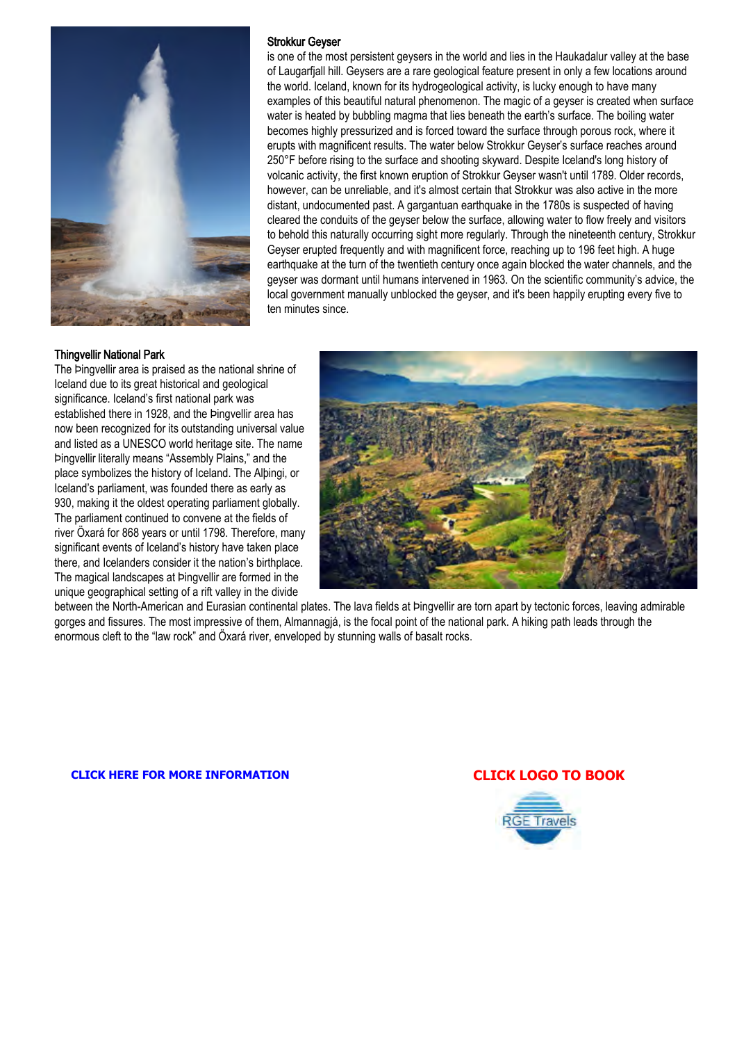### Strokkur Geyser

is one of the most persistent geysers in the world and lies in the Haukadalur valley at the base of Laugarfjall hill. Geysers are a rare geological feature present in only a few locations around the world. Iceland, known for its hydrogeological activity, is lucky enough to have many examples of this beautiful natural phenomenon. The magic of a geyser is created when surface water is heated by bubbling magma that lies beneath the earth's surface. The boiling water becomes highly pressurized and is forced toward the surface through porous rock, where it erupts with magnificent results. The water below Strokkur Geyser's surface reaches around 250°F before rising to the surface and shooting skyward. Despite Iceland's long history of volcanic activity, the first known eruption of Strokkur Geyser wasn't until 1789. Older records, however, can be unreliable, and it's almost certain that Strokkur was also active in the more distant, undocumented past. A gargantuan earthquake in the 1780s is suspected of having cleared the conduits of the geyser below the surface, allowing water to flow freely and visitors to behold this naturally occurring sight more regularly. Through the nineteenth century, Strokkur Geyser erupted frequently and with magnificent force, reaching up to 196 feet high. A huge earthquake at the turn of the twentieth century once again blocked the water channels, and the geyser was dormant until humans intervened in 1963. On the scientific community's advice, the local government manually unblocked the geyser, and it's been happily erupting every five to ten minutes since.

### Thingvellir National Park

The Þingvellir area is praised as the national shrine of Iceland due to its great historical and geological significance. Iceland's first national park was established there in 1928, and the Þingvellir area has now been recognized for its outstanding universal value and listed as a UNESCO world heritage site. The name Þingvellir literally means "Assembly Plains," and the place symbolizes the history of Iceland. The Alþingi, or Iceland's parliament, was founded there as early as 930, making it the oldest operating parliament globally. The parliament continued to convene at the fields of river Öxará for 868 years or until 1798. Therefore, many significant events of Iceland's history have taken place there, and Icelanders consider it the nation's birthplace. The magical landscapes at Þingvellir are formed in the unique geographical setting of a rift valley in the divide between the North-American and Eurasian continental plates. The lava fields at Þingvellir are torn apart by tectonic forces, leaving admirable gorges and fissures. The most impressive of them, Almannagjá, is the focal point of the national park. A hiking path leads through the enormous cleft to the "law rock" and Öxará river, enveloped by stunning walls of basalt rocks.

**CLICK HERE FOR MORE INFORMATION**

**CLICK LOGO TO BOOK**

RGE Travels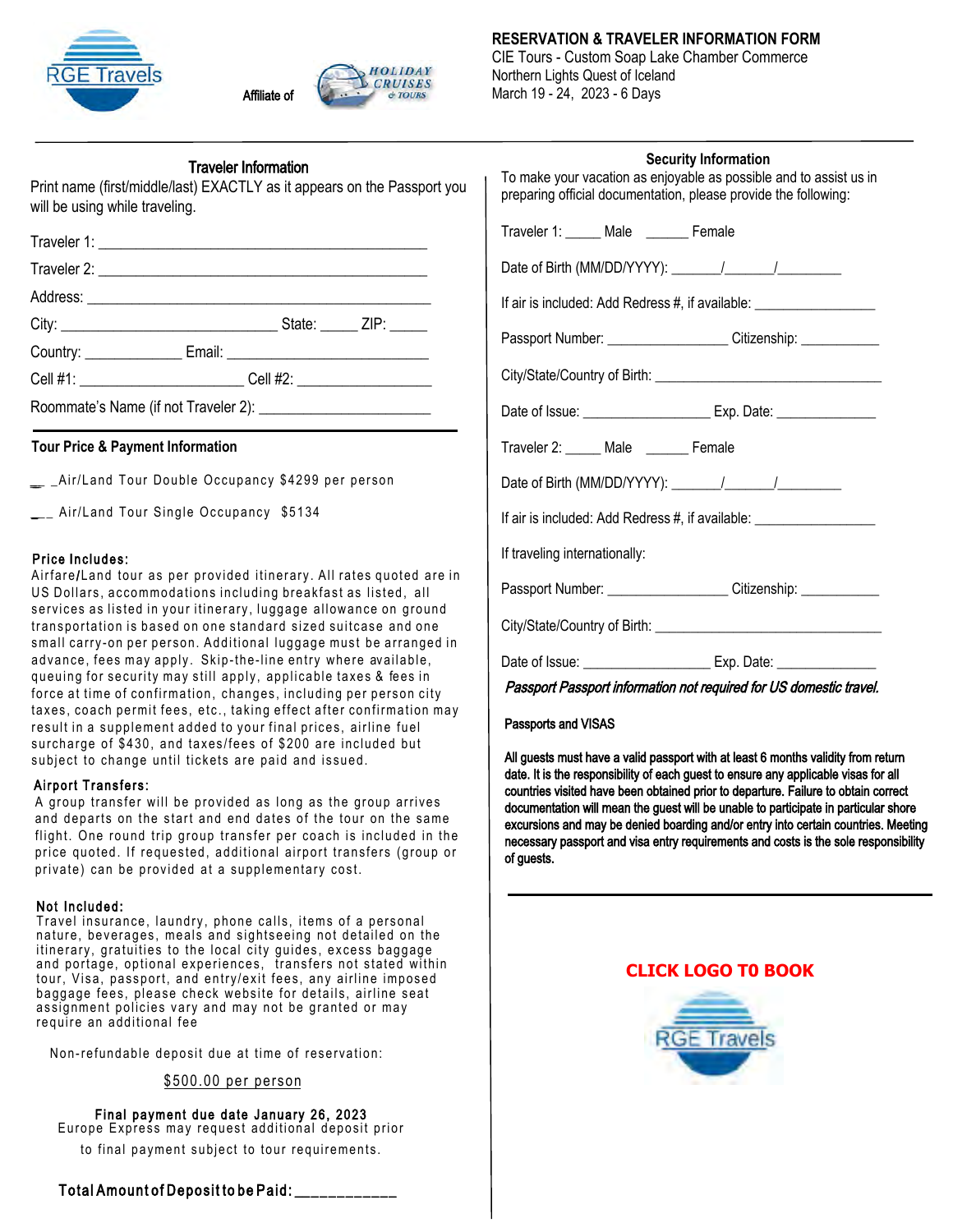RGE Travels

Affiliate of HOLIDAY CRUISES & TOURS

**RESERVATION & TRAVELER INFORMATION FORM**
CIE Tours - Custom Soap Lake Chamber Commerce
Northern Lights Quest of Iceland
March 19 - 24, 2023 - 6 Days

---

### Traveler Information

Print name (first/middle/last) EXACTLY as it appears on the Passport you will be using while traveling.

Traveler 1: ___________________________________________

Traveler 2: ___________________________________________

Address: _____________________________________________

City: ____________________________ State: _____ ZIP: _____

Country: _____________ Email: ___________________________

Cell #1: ______________________ Cell #2: __________________

Roommate's Name (if not Traveler 2): _______________________

### Tour Price & Payment Information

__ _Air/Land Tour Double Occupancy $4299 per person

___ Air/Land Tour Single Occupancy $5134

**Price Includes:**
Airfare/Land tour as per provided itinerary. All rates quoted are in US Dollars, accommodations including breakfast as listed, all services as listed in your itinerary, luggage allowance on ground transportation is based on one standard sized suitcase and one small carry-on per person. Additional luggage must be arranged in advance, fees may apply. Skip-the-line entry where available, queuing for security may still apply, applicable taxes & fees in force at time of confirmation, changes, including per person city taxes, coach permit fees, etc., taking effect after confirmation may result in a supplement added to your final prices, airline fuel surcharge of $430, and taxes/fees of $200 are included but subject to change until tickets are paid and issued.

**Airport Transfers:**
A group transfer will be provided as long as the group arrives and departs on the start and end dates of the tour on the same flight. One round trip group transfer per coach is included in the price quoted. If requested, additional airport transfers (group or private) can be provided at a supplementary cost.

**Not Included:**
Travel insurance, laundry, phone calls, items of a personal nature, beverages, meals and sightseeing not detailed on the itinerary, gratuities to the local city guides, excess baggage and portage, optional experiences, transfers not stated within tour, Visa, passport, and entry/exit fees, any airline imposed baggage fees, please check website for details, airline seat assignment policies vary and may not be granted or may require an additional fee

Non-refundable deposit due at time of reservation:

$500.00 per person

**Final payment due date January 26, 2023**
Europe Express may request additional deposit prior to final payment subject to tour requirements.

**Total Amount of Deposit to be Paid: ___________**

### Security Information

To make your vacation as enjoyable as possible and to assist us in preparing official documentation, please provide the following:

Traveler 1: _____ Male ______ Female

Date of Birth (MM/DD/YYYY): _______/_______/_________

If air is included: Add Redress #, if available: ________________

Passport Number: ________________ Citizenship: ___________

City/State/Country of Birth: ______________________________

Date of Issue: _________________ Exp. Date: ______________

Traveler 2: _____ Male ______ Female

Date of Birth (MM/DD/YYYY): _______/_______/_________

If air is included: Add Redress #, if available: ________________

If traveling internationally:

Passport Number: ________________ Citizenship: ___________

City/State/Country of Birth: ______________________________

Date of Issue: _________________ Exp. Date: ______________

*Passport Passport information not required for US domestic travel.*

**Passports and VISAS**

**All guests must have a valid passport with at least 6 months validity from return date. It is the responsibility of each guest to ensure any applicable visas for all countries visited have been obtained prior to departure. Failure to obtain correct documentation will mean the guest will be unable to participate in particular shore excursions and may be denied boarding and/or entry into certain countries. Meeting necessary passport and visa entry requirements and costs is the sole responsibility of guests.**

**CLICK LOGO T0 BOOK**

RGE Travels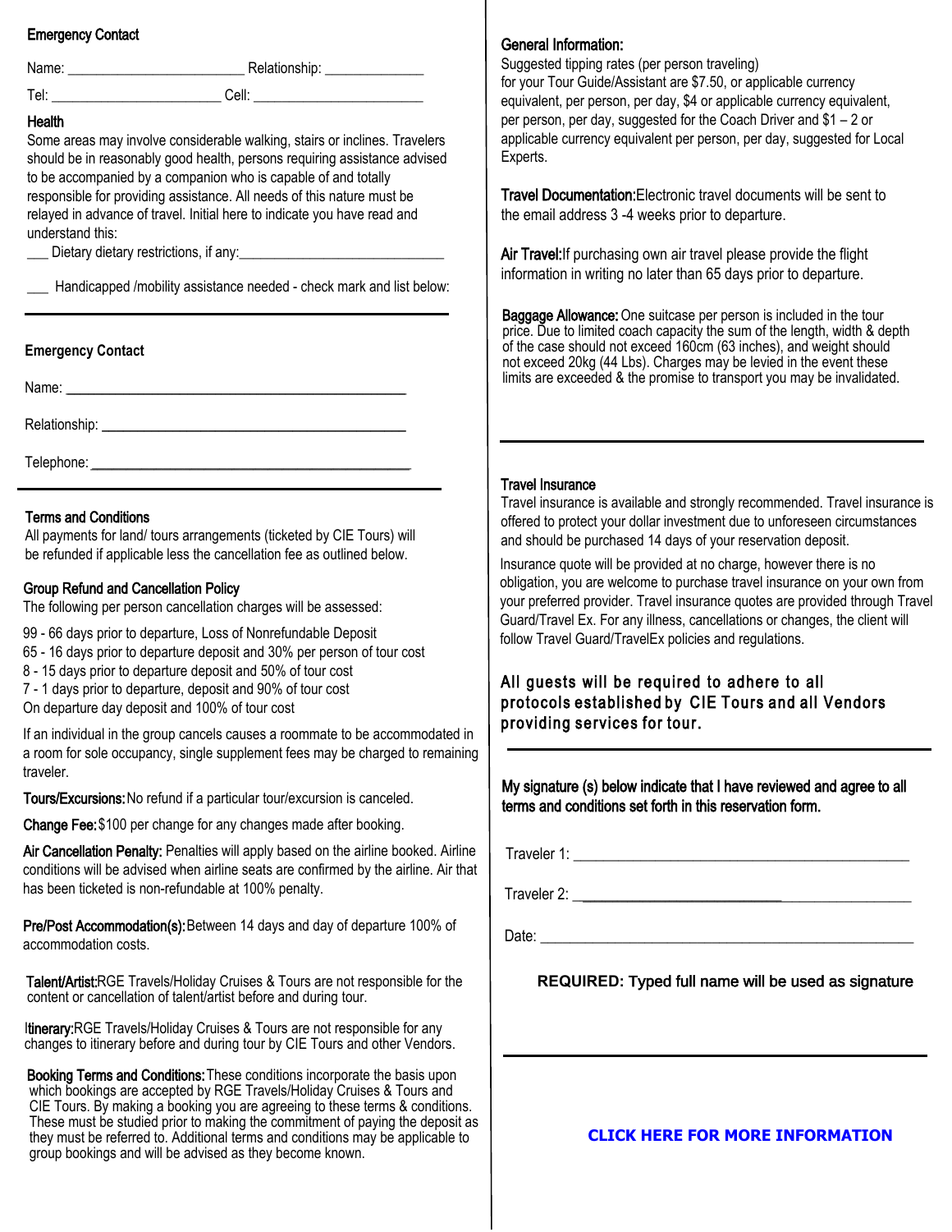## Emergency Contact

Name: ________________________ Relationship: ______________

Tel: ________________________ Cell: ________________________

## Health

Some areas may involve considerable walking, stairs or inclines. Travelers should be in reasonably good health, persons requiring assistance advised to be accompanied by a companion who is capable of and totally responsible for providing assistance. All needs of this nature must be relayed in advance of travel. Initial here to indicate you have read and understand this:

___ Dietary dietary restrictions, if any:______________________________

___ Handicapped /mobility assistance needed - check mark and list below:

---

## Emergency Contact

Name: ________________________________________________

Relationship: ____________________________________________

Telephone: ______________________________________________

---

## Terms and Conditions

All payments for land/ tours arrangements (ticketed by CIE Tours) will be refunded if applicable less the cancellation fee as outlined below.

## Group Refund and Cancellation Policy

The following per person cancellation charges will be assessed:

99 - 66 days prior to departure, Loss of Nonrefundable Deposit
65 - 16 days prior to departure deposit and 30% per person of tour cost
8 - 15 days prior to departure deposit and 50% of tour cost
7 - 1 days prior to departure, deposit and 90% of tour cost
On departure day deposit and 100% of tour cost

If an individual in the group cancels causes a roommate to be accommodated in a room for sole occupancy, single supplement fees may be charged to remaining traveler.

**Tours/Excursions:** No refund if a particular tour/excursion is canceled.

**Change Fee:** $100 per change for any changes made after booking.

**Air Cancellation Penalty:** Penalties will apply based on the airline booked. Airline conditions will be advised when airline seats are confirmed by the airline. Air that has been ticketed is non-refundable at 100% penalty.

**Pre/Post Accommodation(s):** Between 14 days and day of departure 100% of accommodation costs.

**Talent/Artist:** RGE Travels/Holiday Cruises & Tours are not responsible for the content or cancellation of talent/artist before and during tour.

**Itinerary:** RGE Travels/Holiday Cruises & Tours are not responsible for any changes to itinerary before and during tour by CIE Tours and other Vendors.

**Booking Terms and Conditions:** These conditions incorporate the basis upon which bookings are accepted by RGE Travels/Holiday Cruises & Tours and CIE Tours. By making a booking you are agreeing to these terms & conditions. These must be studied prior to making the commitment of paying the deposit as they must be referred to. Additional terms and conditions may be applicable to group bookings and will be advised as they become known.

## General Information:

Suggested tipping rates (per person traveling) for your Tour Guide/Assistant are $7.50, or applicable currency equivalent, per person, per day, $4 or applicable currency equivalent, per person, per day, suggested for the Coach Driver and $1 – 2 or applicable currency equivalent per person, per day, suggested for Local Experts.

**Travel Documentation:** Electronic travel documents will be sent to the email address 3 -4 weeks prior to departure.

**Air Travel:** If purchasing own air travel please provide the flight information in writing no later than 65 days prior to departure.

**Baggage Allowance:** One suitcase per person is included in the tour price. Due to limited coach capacity the sum of the length, width & depth of the case should not exceed 160cm (63 inches), and weight should not exceed 20kg (44 Lbs). Charges may be levied in the event these limits are exceeded & the promise to transport you may be invalidated.

---

## Travel Insurance

Travel insurance is available and strongly recommended. Travel insurance is offered to protect your dollar investment due to unforeseen circumstances and should be purchased 14 days of your reservation deposit.

Insurance quote will be provided at no charge, however there is no obligation, you are welcome to purchase travel insurance on your own from your preferred provider. Travel insurance quotes are provided through Travel Guard/Travel Ex. For any illness, cancellations or changes, the client will follow Travel Guard/TravelEx policies and regulations.

**All guests will be required to adhere to all protocols established by CIE Tours and all Vendors providing services for tour.**

---

**My signature (s) below indicate that I have reviewed and agree to all terms and conditions set forth in this reservation form.**

Traveler 1: ____________________________________________

Traveler 2: ____________________________________________

Date: ________________________________________________

**REQUIRED: Typed full name will be used as signature**

---

**CLICK HERE FOR MORE INFORMATION**